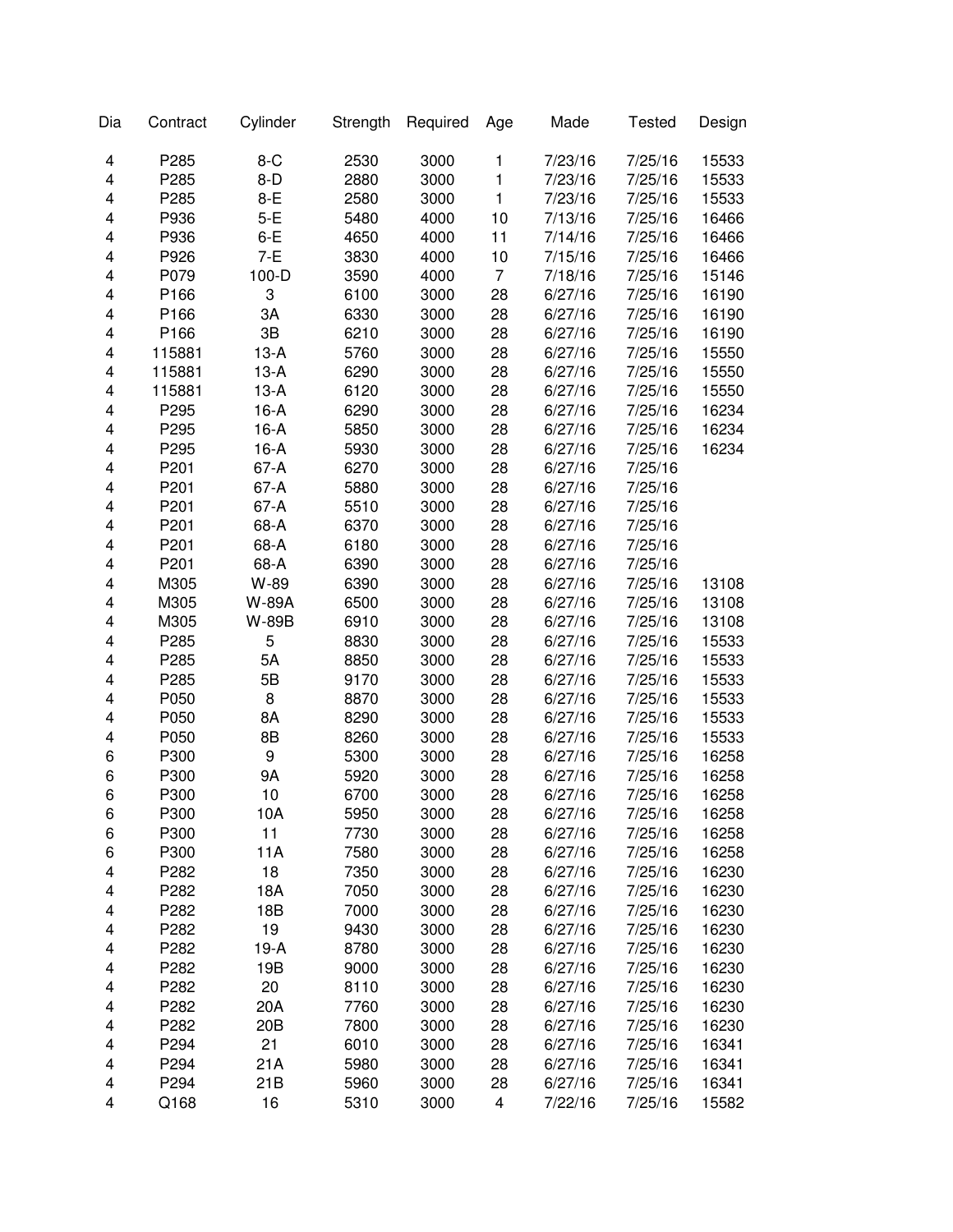| Dia | Contract | Cylinder | Strength | Required | Age | Made | Tested | Design |
|---|---|---|---|---|---|---|---|---|
| 4 | P285 | 8-C | 2530 | 3000 | 1 | 7/23/16 | 7/25/16 | 15533 |
| 4 | P285 | 8-D | 2880 | 3000 | 1 | 7/23/16 | 7/25/16 | 15533 |
| 4 | P285 | 8-E | 2580 | 3000 | 1 | 7/23/16 | 7/25/16 | 15533 |
| 4 | P936 | 5-E | 5480 | 4000 | 10 | 7/13/16 | 7/25/16 | 16466 |
| 4 | P936 | 6-E | 4650 | 4000 | 11 | 7/14/16 | 7/25/16 | 16466 |
| 4 | P926 | 7-E | 3830 | 4000 | 10 | 7/15/16 | 7/25/16 | 16466 |
| 4 | P079 | 100-D | 3590 | 4000 | 7 | 7/18/16 | 7/25/16 | 15146 |
| 4 | P166 | 3 | 6100 | 3000 | 28 | 6/27/16 | 7/25/16 | 16190 |
| 4 | P166 | 3A | 6330 | 3000 | 28 | 6/27/16 | 7/25/16 | 16190 |
| 4 | P166 | 3B | 6210 | 3000 | 28 | 6/27/16 | 7/25/16 | 16190 |
| 4 | 115881 | 13-A | 5760 | 3000 | 28 | 6/27/16 | 7/25/16 | 15550 |
| 4 | 115881 | 13-A | 6290 | 3000 | 28 | 6/27/16 | 7/25/16 | 15550 |
| 4 | 115881 | 13-A | 6120 | 3000 | 28 | 6/27/16 | 7/25/16 | 15550 |
| 4 | P295 | 16-A | 6290 | 3000 | 28 | 6/27/16 | 7/25/16 | 16234 |
| 4 | P295 | 16-A | 5850 | 3000 | 28 | 6/27/16 | 7/25/16 | 16234 |
| 4 | P295 | 16-A | 5930 | 3000 | 28 | 6/27/16 | 7/25/16 | 16234 |
| 4 | P201 | 67-A | 6270 | 3000 | 28 | 6/27/16 | 7/25/16 | |
| 4 | P201 | 67-A | 5880 | 3000 | 28 | 6/27/16 | 7/25/16 | |
| 4 | P201 | 67-A | 5510 | 3000 | 28 | 6/27/16 | 7/25/16 | |
| 4 | P201 | 68-A | 6370 | 3000 | 28 | 6/27/16 | 7/25/16 | |
| 4 | P201 | 68-A | 6180 | 3000 | 28 | 6/27/16 | 7/25/16 | |
| 4 | P201 | 68-A | 6390 | 3000 | 28 | 6/27/16 | 7/25/16 | |
| 4 | M305 | W-89 | 6390 | 3000 | 28 | 6/27/16 | 7/25/16 | 13108 |
| 4 | M305 | W-89A | 6500 | 3000 | 28 | 6/27/16 | 7/25/16 | 13108 |
| 4 | M305 | W-89B | 6910 | 3000 | 28 | 6/27/16 | 7/25/16 | 13108 |
| 4 | P285 | 5 | 8830 | 3000 | 28 | 6/27/16 | 7/25/16 | 15533 |
| 4 | P285 | 5A | 8850 | 3000 | 28 | 6/27/16 | 7/25/16 | 15533 |
| 4 | P285 | 5B | 9170 | 3000 | 28 | 6/27/16 | 7/25/16 | 15533 |
| 4 | P050 | 8 | 8870 | 3000 | 28 | 6/27/16 | 7/25/16 | 15533 |
| 4 | P050 | 8A | 8290 | 3000 | 28 | 6/27/16 | 7/25/16 | 15533 |
| 4 | P050 | 8B | 8260 | 3000 | 28 | 6/27/16 | 7/25/16 | 15533 |
| 6 | P300 | 9 | 5300 | 3000 | 28 | 6/27/16 | 7/25/16 | 16258 |
| 6 | P300 | 9A | 5920 | 3000 | 28 | 6/27/16 | 7/25/16 | 16258 |
| 6 | P300 | 10 | 6700 | 3000 | 28 | 6/27/16 | 7/25/16 | 16258 |
| 6 | P300 | 10A | 5950 | 3000 | 28 | 6/27/16 | 7/25/16 | 16258 |
| 6 | P300 | 11 | 7730 | 3000 | 28 | 6/27/16 | 7/25/16 | 16258 |
| 6 | P300 | 11A | 7580 | 3000 | 28 | 6/27/16 | 7/25/16 | 16258 |
| 4 | P282 | 18 | 7350 | 3000 | 28 | 6/27/16 | 7/25/16 | 16230 |
| 4 | P282 | 18A | 7050 | 3000 | 28 | 6/27/16 | 7/25/16 | 16230 |
| 4 | P282 | 18B | 7000 | 3000 | 28 | 6/27/16 | 7/25/16 | 16230 |
| 4 | P282 | 19 | 9430 | 3000 | 28 | 6/27/16 | 7/25/16 | 16230 |
| 4 | P282 | 19-A | 8780 | 3000 | 28 | 6/27/16 | 7/25/16 | 16230 |
| 4 | P282 | 19B | 9000 | 3000 | 28 | 6/27/16 | 7/25/16 | 16230 |
| 4 | P282 | 20 | 8110 | 3000 | 28 | 6/27/16 | 7/25/16 | 16230 |
| 4 | P282 | 20A | 7760 | 3000 | 28 | 6/27/16 | 7/25/16 | 16230 |
| 4 | P282 | 20B | 7800 | 3000 | 28 | 6/27/16 | 7/25/16 | 16230 |
| 4 | P294 | 21 | 6010 | 3000 | 28 | 6/27/16 | 7/25/16 | 16341 |
| 4 | P294 | 21A | 5980 | 3000 | 28 | 6/27/16 | 7/25/16 | 16341 |
| 4 | P294 | 21B | 5960 | 3000 | 28 | 6/27/16 | 7/25/16 | 16341 |
| 4 | Q168 | 16 | 5310 | 3000 | 4 | 7/22/16 | 7/25/16 | 15582 |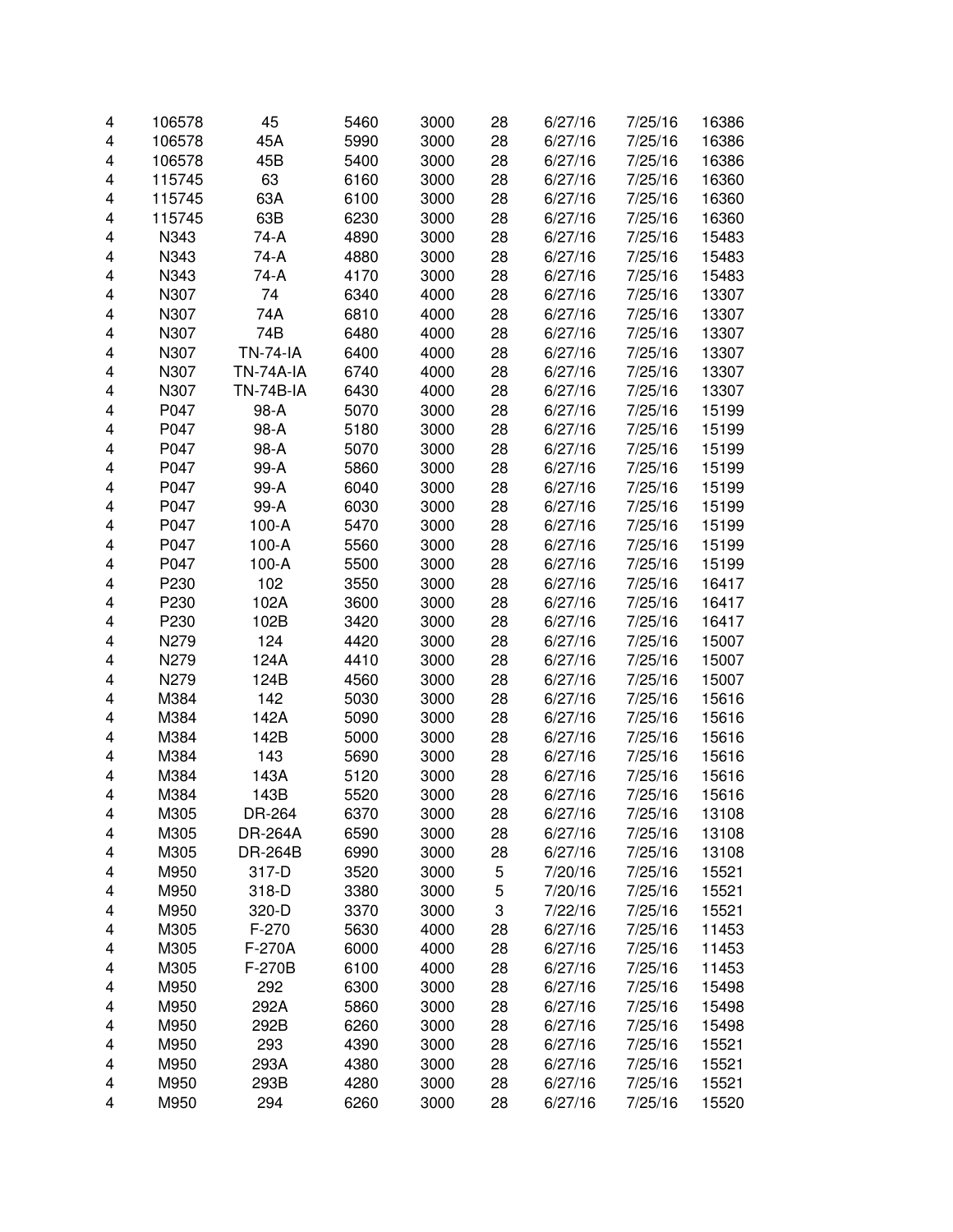| | | | | | | | | |
|---|---|---|---|---|---|---|---|---|
| 4 | 106578 | 45 | 5460 | 3000 | 28 | 6/27/16 | 7/25/16 | 16386 |
| 4 | 106578 | 45A | 5990 | 3000 | 28 | 6/27/16 | 7/25/16 | 16386 |
| 4 | 106578 | 45B | 5400 | 3000 | 28 | 6/27/16 | 7/25/16 | 16386 |
| 4 | 115745 | 63 | 6160 | 3000 | 28 | 6/27/16 | 7/25/16 | 16360 |
| 4 | 115745 | 63A | 6100 | 3000 | 28 | 6/27/16 | 7/25/16 | 16360 |
| 4 | 115745 | 63B | 6230 | 3000 | 28 | 6/27/16 | 7/25/16 | 16360 |
| 4 | N343 | 74-A | 4890 | 3000 | 28 | 6/27/16 | 7/25/16 | 15483 |
| 4 | N343 | 74-A | 4880 | 3000 | 28 | 6/27/16 | 7/25/16 | 15483 |
| 4 | N343 | 74-A | 4170 | 3000 | 28 | 6/27/16 | 7/25/16 | 15483 |
| 4 | N307 | 74 | 6340 | 4000 | 28 | 6/27/16 | 7/25/16 | 13307 |
| 4 | N307 | 74A | 6810 | 4000 | 28 | 6/27/16 | 7/25/16 | 13307 |
| 4 | N307 | 74B | 6480 | 4000 | 28 | 6/27/16 | 7/25/16 | 13307 |
| 4 | N307 | TN-74-IA | 6400 | 4000 | 28 | 6/27/16 | 7/25/16 | 13307 |
| 4 | N307 | TN-74A-IA | 6740 | 4000 | 28 | 6/27/16 | 7/25/16 | 13307 |
| 4 | N307 | TN-74B-IA | 6430 | 4000 | 28 | 6/27/16 | 7/25/16 | 13307 |
| 4 | P047 | 98-A | 5070 | 3000 | 28 | 6/27/16 | 7/25/16 | 15199 |
| 4 | P047 | 98-A | 5180 | 3000 | 28 | 6/27/16 | 7/25/16 | 15199 |
| 4 | P047 | 98-A | 5070 | 3000 | 28 | 6/27/16 | 7/25/16 | 15199 |
| 4 | P047 | 99-A | 5860 | 3000 | 28 | 6/27/16 | 7/25/16 | 15199 |
| 4 | P047 | 99-A | 6040 | 3000 | 28 | 6/27/16 | 7/25/16 | 15199 |
| 4 | P047 | 99-A | 6030 | 3000 | 28 | 6/27/16 | 7/25/16 | 15199 |
| 4 | P047 | 100-A | 5470 | 3000 | 28 | 6/27/16 | 7/25/16 | 15199 |
| 4 | P047 | 100-A | 5560 | 3000 | 28 | 6/27/16 | 7/25/16 | 15199 |
| 4 | P047 | 100-A | 5500 | 3000 | 28 | 6/27/16 | 7/25/16 | 15199 |
| 4 | P230 | 102 | 3550 | 3000 | 28 | 6/27/16 | 7/25/16 | 16417 |
| 4 | P230 | 102A | 3600 | 3000 | 28 | 6/27/16 | 7/25/16 | 16417 |
| 4 | P230 | 102B | 3420 | 3000 | 28 | 6/27/16 | 7/25/16 | 16417 |
| 4 | N279 | 124 | 4420 | 3000 | 28 | 6/27/16 | 7/25/16 | 15007 |
| 4 | N279 | 124A | 4410 | 3000 | 28 | 6/27/16 | 7/25/16 | 15007 |
| 4 | N279 | 124B | 4560 | 3000 | 28 | 6/27/16 | 7/25/16 | 15007 |
| 4 | M384 | 142 | 5030 | 3000 | 28 | 6/27/16 | 7/25/16 | 15616 |
| 4 | M384 | 142A | 5090 | 3000 | 28 | 6/27/16 | 7/25/16 | 15616 |
| 4 | M384 | 142B | 5000 | 3000 | 28 | 6/27/16 | 7/25/16 | 15616 |
| 4 | M384 | 143 | 5690 | 3000 | 28 | 6/27/16 | 7/25/16 | 15616 |
| 4 | M384 | 143A | 5120 | 3000 | 28 | 6/27/16 | 7/25/16 | 15616 |
| 4 | M384 | 143B | 5520 | 3000 | 28 | 6/27/16 | 7/25/16 | 15616 |
| 4 | M305 | DR-264 | 6370 | 3000 | 28 | 6/27/16 | 7/25/16 | 13108 |
| 4 | M305 | DR-264A | 6590 | 3000 | 28 | 6/27/16 | 7/25/16 | 13108 |
| 4 | M305 | DR-264B | 6990 | 3000 | 28 | 6/27/16 | 7/25/16 | 13108 |
| 4 | M950 | 317-D | 3520 | 3000 | 5 | 7/20/16 | 7/25/16 | 15521 |
| 4 | M950 | 318-D | 3380 | 3000 | 5 | 7/20/16 | 7/25/16 | 15521 |
| 4 | M950 | 320-D | 3370 | 3000 | 3 | 7/22/16 | 7/25/16 | 15521 |
| 4 | M305 | F-270 | 5630 | 4000 | 28 | 6/27/16 | 7/25/16 | 11453 |
| 4 | M305 | F-270A | 6000 | 4000 | 28 | 6/27/16 | 7/25/16 | 11453 |
| 4 | M305 | F-270B | 6100 | 4000 | 28 | 6/27/16 | 7/25/16 | 11453 |
| 4 | M950 | 292 | 6300 | 3000 | 28 | 6/27/16 | 7/25/16 | 15498 |
| 4 | M950 | 292A | 5860 | 3000 | 28 | 6/27/16 | 7/25/16 | 15498 |
| 4 | M950 | 292B | 6260 | 3000 | 28 | 6/27/16 | 7/25/16 | 15498 |
| 4 | M950 | 293 | 4390 | 3000 | 28 | 6/27/16 | 7/25/16 | 15521 |
| 4 | M950 | 293A | 4380 | 3000 | 28 | 6/27/16 | 7/25/16 | 15521 |
| 4 | M950 | 293B | 4280 | 3000 | 28 | 6/27/16 | 7/25/16 | 15521 |
| 4 | M950 | 294 | 6260 | 3000 | 28 | 6/27/16 | 7/25/16 | 15520 |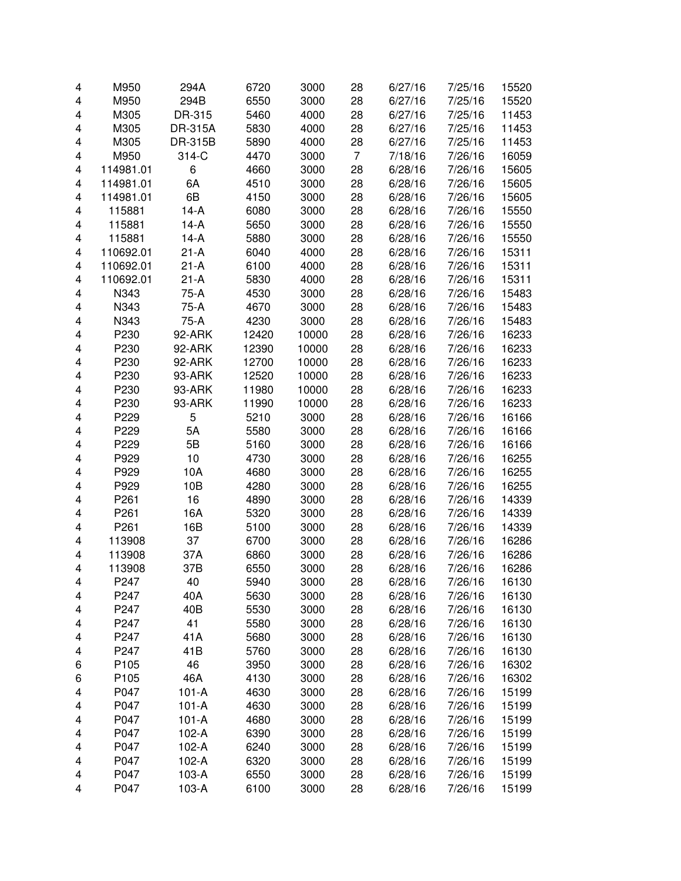| | | | | | | | | |
|---|---|---|---|---|---|---|---|---|
| 4 | M950 | 294A | 6720 | 3000 | 28 | 6/27/16 | 7/25/16 | 15520 |
| 4 | M950 | 294B | 6550 | 3000 | 28 | 6/27/16 | 7/25/16 | 15520 |
| 4 | M305 | DR-315 | 5460 | 4000 | 28 | 6/27/16 | 7/25/16 | 11453 |
| 4 | M305 | DR-315A | 5830 | 4000 | 28 | 6/27/16 | 7/25/16 | 11453 |
| 4 | M305 | DR-315B | 5890 | 4000 | 28 | 6/27/16 | 7/25/16 | 11453 |
| 4 | M950 | 314-C | 4470 | 3000 | 7 | 7/18/16 | 7/26/16 | 16059 |
| 4 | 114981.01 | 6 | 4660 | 3000 | 28 | 6/28/16 | 7/26/16 | 15605 |
| 4 | 114981.01 | 6A | 4510 | 3000 | 28 | 6/28/16 | 7/26/16 | 15605 |
| 4 | 114981.01 | 6B | 4150 | 3000 | 28 | 6/28/16 | 7/26/16 | 15605 |
| 4 | 115881 | 14-A | 6080 | 3000 | 28 | 6/28/16 | 7/26/16 | 15550 |
| 4 | 115881 | 14-A | 5650 | 3000 | 28 | 6/28/16 | 7/26/16 | 15550 |
| 4 | 115881 | 14-A | 5880 | 3000 | 28 | 6/28/16 | 7/26/16 | 15550 |
| 4 | 110692.01 | 21-A | 6040 | 4000 | 28 | 6/28/16 | 7/26/16 | 15311 |
| 4 | 110692.01 | 21-A | 6100 | 4000 | 28 | 6/28/16 | 7/26/16 | 15311 |
| 4 | 110692.01 | 21-A | 5830 | 4000 | 28 | 6/28/16 | 7/26/16 | 15311 |
| 4 | N343 | 75-A | 4530 | 3000 | 28 | 6/28/16 | 7/26/16 | 15483 |
| 4 | N343 | 75-A | 4670 | 3000 | 28 | 6/28/16 | 7/26/16 | 15483 |
| 4 | N343 | 75-A | 4230 | 3000 | 28 | 6/28/16 | 7/26/16 | 15483 |
| 4 | P230 | 92-ARK | 12420 | 10000 | 28 | 6/28/16 | 7/26/16 | 16233 |
| 4 | P230 | 92-ARK | 12390 | 10000 | 28 | 6/28/16 | 7/26/16 | 16233 |
| 4 | P230 | 92-ARK | 12700 | 10000 | 28 | 6/28/16 | 7/26/16 | 16233 |
| 4 | P230 | 93-ARK | 12520 | 10000 | 28 | 6/28/16 | 7/26/16 | 16233 |
| 4 | P230 | 93-ARK | 11980 | 10000 | 28 | 6/28/16 | 7/26/16 | 16233 |
| 4 | P230 | 93-ARK | 11990 | 10000 | 28 | 6/28/16 | 7/26/16 | 16233 |
| 4 | P229 | 5 | 5210 | 3000 | 28 | 6/28/16 | 7/26/16 | 16166 |
| 4 | P229 | 5A | 5580 | 3000 | 28 | 6/28/16 | 7/26/16 | 16166 |
| 4 | P229 | 5B | 5160 | 3000 | 28 | 6/28/16 | 7/26/16 | 16166 |
| 4 | P929 | 10 | 4730 | 3000 | 28 | 6/28/16 | 7/26/16 | 16255 |
| 4 | P929 | 10A | 4680 | 3000 | 28 | 6/28/16 | 7/26/16 | 16255 |
| 4 | P929 | 10B | 4280 | 3000 | 28 | 6/28/16 | 7/26/16 | 16255 |
| 4 | P261 | 16 | 4890 | 3000 | 28 | 6/28/16 | 7/26/16 | 14339 |
| 4 | P261 | 16A | 5320 | 3000 | 28 | 6/28/16 | 7/26/16 | 14339 |
| 4 | P261 | 16B | 5100 | 3000 | 28 | 6/28/16 | 7/26/16 | 14339 |
| 4 | 113908 | 37 | 6700 | 3000 | 28 | 6/28/16 | 7/26/16 | 16286 |
| 4 | 113908 | 37A | 6860 | 3000 | 28 | 6/28/16 | 7/26/16 | 16286 |
| 4 | 113908 | 37B | 6550 | 3000 | 28 | 6/28/16 | 7/26/16 | 16286 |
| 4 | P247 | 40 | 5940 | 3000 | 28 | 6/28/16 | 7/26/16 | 16130 |
| 4 | P247 | 40A | 5630 | 3000 | 28 | 6/28/16 | 7/26/16 | 16130 |
| 4 | P247 | 40B | 5530 | 3000 | 28 | 6/28/16 | 7/26/16 | 16130 |
| 4 | P247 | 41 | 5580 | 3000 | 28 | 6/28/16 | 7/26/16 | 16130 |
| 4 | P247 | 41A | 5680 | 3000 | 28 | 6/28/16 | 7/26/16 | 16130 |
| 4 | P247 | 41B | 5760 | 3000 | 28 | 6/28/16 | 7/26/16 | 16130 |
| 6 | P105 | 46 | 3950 | 3000 | 28 | 6/28/16 | 7/26/16 | 16302 |
| 6 | P105 | 46A | 4130 | 3000 | 28 | 6/28/16 | 7/26/16 | 16302 |
| 4 | P047 | 101-A | 4630 | 3000 | 28 | 6/28/16 | 7/26/16 | 15199 |
| 4 | P047 | 101-A | 4630 | 3000 | 28 | 6/28/16 | 7/26/16 | 15199 |
| 4 | P047 | 101-A | 4680 | 3000 | 28 | 6/28/16 | 7/26/16 | 15199 |
| 4 | P047 | 102-A | 6390 | 3000 | 28 | 6/28/16 | 7/26/16 | 15199 |
| 4 | P047 | 102-A | 6240 | 3000 | 28 | 6/28/16 | 7/26/16 | 15199 |
| 4 | P047 | 102-A | 6320 | 3000 | 28 | 6/28/16 | 7/26/16 | 15199 |
| 4 | P047 | 103-A | 6550 | 3000 | 28 | 6/28/16 | 7/26/16 | 15199 |
| 4 | P047 | 103-A | 6100 | 3000 | 28 | 6/28/16 | 7/26/16 | 15199 |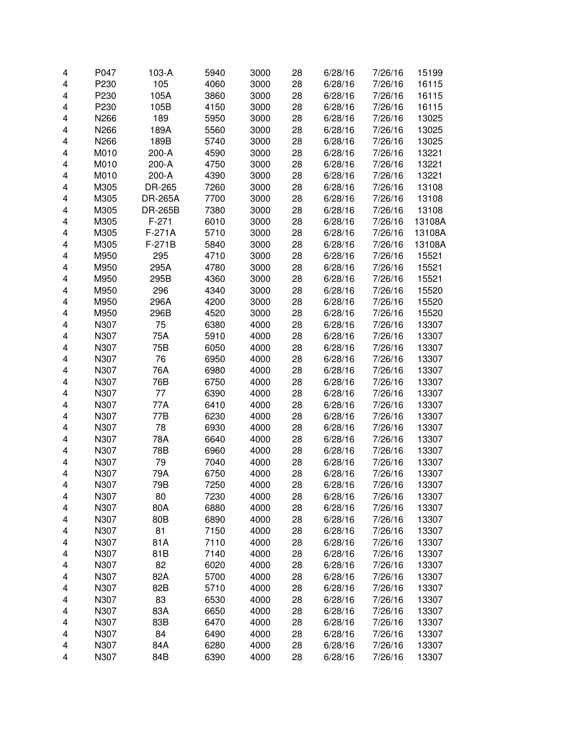| | | | | | | | | |
|---|---|---|---|---|---|---|---|---|
| 4 | P047 | 103-A | 5940 | 3000 | 28 | 6/28/16 | 7/26/16 | 15199 |
| 4 | P230 | 105 | 4060 | 3000 | 28 | 6/28/16 | 7/26/16 | 16115 |
| 4 | P230 | 105A | 3860 | 3000 | 28 | 6/28/16 | 7/26/16 | 16115 |
| 4 | P230 | 105B | 4150 | 3000 | 28 | 6/28/16 | 7/26/16 | 16115 |
| 4 | N266 | 189 | 5950 | 3000 | 28 | 6/28/16 | 7/26/16 | 13025 |
| 4 | N266 | 189A | 5560 | 3000 | 28 | 6/28/16 | 7/26/16 | 13025 |
| 4 | N266 | 189B | 5740 | 3000 | 28 | 6/28/16 | 7/26/16 | 13025 |
| 4 | M010 | 200-A | 4590 | 3000 | 28 | 6/28/16 | 7/26/16 | 13221 |
| 4 | M010 | 200-A | 4750 | 3000 | 28 | 6/28/16 | 7/26/16 | 13221 |
| 4 | M010 | 200-A | 4390 | 3000 | 28 | 6/28/16 | 7/26/16 | 13221 |
| 4 | M305 | DR-265 | 7260 | 3000 | 28 | 6/28/16 | 7/26/16 | 13108 |
| 4 | M305 | DR-265A | 7700 | 3000 | 28 | 6/28/16 | 7/26/16 | 13108 |
| 4 | M305 | DR-265B | 7380 | 3000 | 28 | 6/28/16 | 7/26/16 | 13108 |
| 4 | M305 | F-271 | 6010 | 3000 | 28 | 6/28/16 | 7/26/16 | 13108A |
| 4 | M305 | F-271A | 5710 | 3000 | 28 | 6/28/16 | 7/26/16 | 13108A |
| 4 | M305 | F-271B | 5840 | 3000 | 28 | 6/28/16 | 7/26/16 | 13108A |
| 4 | M950 | 295 | 4710 | 3000 | 28 | 6/28/16 | 7/26/16 | 15521 |
| 4 | M950 | 295A | 4780 | 3000 | 28 | 6/28/16 | 7/26/16 | 15521 |
| 4 | M950 | 295B | 4360 | 3000 | 28 | 6/28/16 | 7/26/16 | 15521 |
| 4 | M950 | 296 | 4340 | 3000 | 28 | 6/28/16 | 7/26/16 | 15520 |
| 4 | M950 | 296A | 4200 | 3000 | 28 | 6/28/16 | 7/26/16 | 15520 |
| 4 | M950 | 296B | 4520 | 3000 | 28 | 6/28/16 | 7/26/16 | 15520 |
| 4 | N307 | 75 | 6380 | 4000 | 28 | 6/28/16 | 7/26/16 | 13307 |
| 4 | N307 | 75A | 5910 | 4000 | 28 | 6/28/16 | 7/26/16 | 13307 |
| 4 | N307 | 75B | 6050 | 4000 | 28 | 6/28/16 | 7/26/16 | 13307 |
| 4 | N307 | 76 | 6950 | 4000 | 28 | 6/28/16 | 7/26/16 | 13307 |
| 4 | N307 | 76A | 6980 | 4000 | 28 | 6/28/16 | 7/26/16 | 13307 |
| 4 | N307 | 76B | 6750 | 4000 | 28 | 6/28/16 | 7/26/16 | 13307 |
| 4 | N307 | 77 | 6390 | 4000 | 28 | 6/28/16 | 7/26/16 | 13307 |
| 4 | N307 | 77A | 6410 | 4000 | 28 | 6/28/16 | 7/26/16 | 13307 |
| 4 | N307 | 77B | 6230 | 4000 | 28 | 6/28/16 | 7/26/16 | 13307 |
| 4 | N307 | 78 | 6930 | 4000 | 28 | 6/28/16 | 7/26/16 | 13307 |
| 4 | N307 | 78A | 6640 | 4000 | 28 | 6/28/16 | 7/26/16 | 13307 |
| 4 | N307 | 78B | 6960 | 4000 | 28 | 6/28/16 | 7/26/16 | 13307 |
| 4 | N307 | 79 | 7040 | 4000 | 28 | 6/28/16 | 7/26/16 | 13307 |
| 4 | N307 | 79A | 6750 | 4000 | 28 | 6/28/16 | 7/26/16 | 13307 |
| 4 | N307 | 79B | 7250 | 4000 | 28 | 6/28/16 | 7/26/16 | 13307 |
| 4 | N307 | 80 | 7230 | 4000 | 28 | 6/28/16 | 7/26/16 | 13307 |
| 4 | N307 | 80A | 6880 | 4000 | 28 | 6/28/16 | 7/26/16 | 13307 |
| 4 | N307 | 80B | 6890 | 4000 | 28 | 6/28/16 | 7/26/16 | 13307 |
| 4 | N307 | 81 | 7150 | 4000 | 28 | 6/28/16 | 7/26/16 | 13307 |
| 4 | N307 | 81A | 7110 | 4000 | 28 | 6/28/16 | 7/26/16 | 13307 |
| 4 | N307 | 81B | 7140 | 4000 | 28 | 6/28/16 | 7/26/16 | 13307 |
| 4 | N307 | 82 | 6020 | 4000 | 28 | 6/28/16 | 7/26/16 | 13307 |
| 4 | N307 | 82A | 5700 | 4000 | 28 | 6/28/16 | 7/26/16 | 13307 |
| 4 | N307 | 82B | 5710 | 4000 | 28 | 6/28/16 | 7/26/16 | 13307 |
| 4 | N307 | 83 | 6530 | 4000 | 28 | 6/28/16 | 7/26/16 | 13307 |
| 4 | N307 | 83A | 6650 | 4000 | 28 | 6/28/16 | 7/26/16 | 13307 |
| 4 | N307 | 83B | 6470 | 4000 | 28 | 6/28/16 | 7/26/16 | 13307 |
| 4 | N307 | 84 | 6490 | 4000 | 28 | 6/28/16 | 7/26/16 | 13307 |
| 4 | N307 | 84A | 6280 | 4000 | 28 | 6/28/16 | 7/26/16 | 13307 |
| 4 | N307 | 84B | 6390 | 4000 | 28 | 6/28/16 | 7/26/16 | 13307 |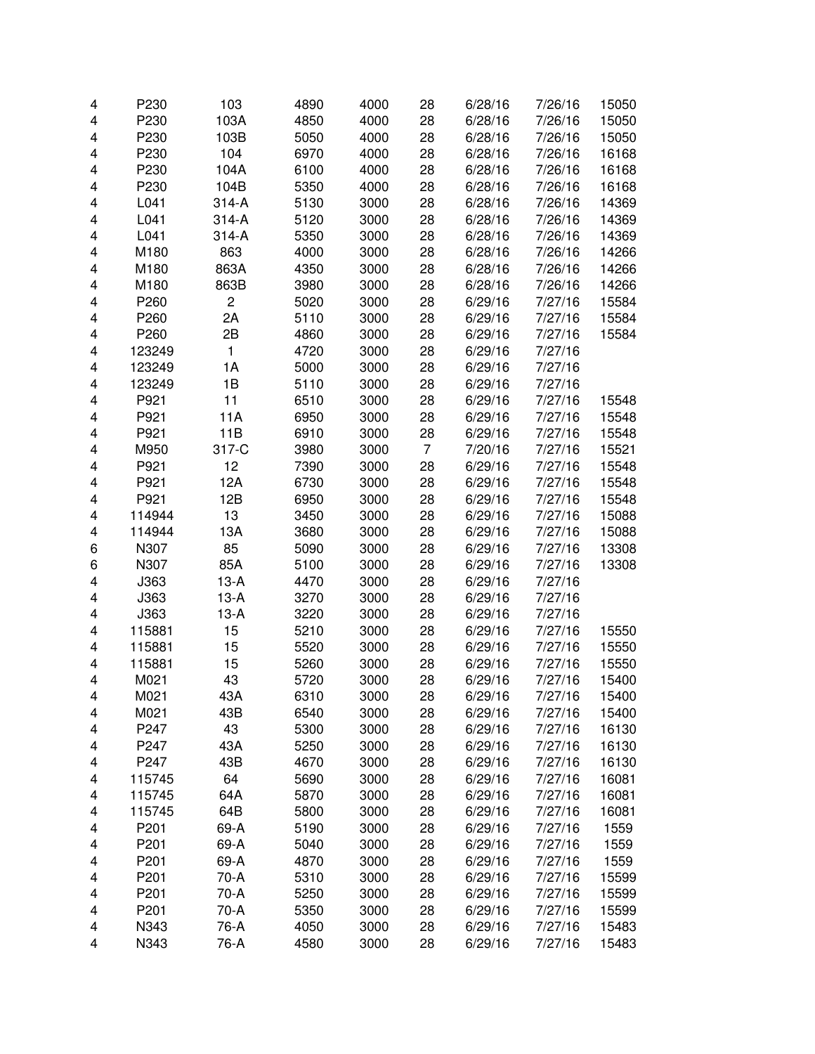| | | | | | | | | |
|---|---|---|---|---|---|---|---|---|
| 4 | P230 | 103 | 4890 | 4000 | 28 | 6/28/16 | 7/26/16 | 15050 |
| 4 | P230 | 103A | 4850 | 4000 | 28 | 6/28/16 | 7/26/16 | 15050 |
| 4 | P230 | 103B | 5050 | 4000 | 28 | 6/28/16 | 7/26/16 | 15050 |
| 4 | P230 | 104 | 6970 | 4000 | 28 | 6/28/16 | 7/26/16 | 16168 |
| 4 | P230 | 104A | 6100 | 4000 | 28 | 6/28/16 | 7/26/16 | 16168 |
| 4 | P230 | 104B | 5350 | 4000 | 28 | 6/28/16 | 7/26/16 | 16168 |
| 4 | L041 | 314-A | 5130 | 3000 | 28 | 6/28/16 | 7/26/16 | 14369 |
| 4 | L041 | 314-A | 5120 | 3000 | 28 | 6/28/16 | 7/26/16 | 14369 |
| 4 | L041 | 314-A | 5350 | 3000 | 28 | 6/28/16 | 7/26/16 | 14369 |
| 4 | M180 | 863 | 4000 | 3000 | 28 | 6/28/16 | 7/26/16 | 14266 |
| 4 | M180 | 863A | 4350 | 3000 | 28 | 6/28/16 | 7/26/16 | 14266 |
| 4 | M180 | 863B | 3980 | 3000 | 28 | 6/28/16 | 7/26/16 | 14266 |
| 4 | P260 | 2 | 5020 | 3000 | 28 | 6/29/16 | 7/27/16 | 15584 |
| 4 | P260 | 2A | 5110 | 3000 | 28 | 6/29/16 | 7/27/16 | 15584 |
| 4 | P260 | 2B | 4860 | 3000 | 28 | 6/29/16 | 7/27/16 | 15584 |
| 4 | 123249 | 1 | 4720 | 3000 | 28 | 6/29/16 | 7/27/16 | |
| 4 | 123249 | 1A | 5000 | 3000 | 28 | 6/29/16 | 7/27/16 | |
| 4 | 123249 | 1B | 5110 | 3000 | 28 | 6/29/16 | 7/27/16 | |
| 4 | P921 | 11 | 6510 | 3000 | 28 | 6/29/16 | 7/27/16 | 15548 |
| 4 | P921 | 11A | 6950 | 3000 | 28 | 6/29/16 | 7/27/16 | 15548 |
| 4 | P921 | 11B | 6910 | 3000 | 28 | 6/29/16 | 7/27/16 | 15548 |
| 4 | M950 | 317-C | 3980 | 3000 | 7 | 7/20/16 | 7/27/16 | 15521 |
| 4 | P921 | 12 | 7390 | 3000 | 28 | 6/29/16 | 7/27/16 | 15548 |
| 4 | P921 | 12A | 6730 | 3000 | 28 | 6/29/16 | 7/27/16 | 15548 |
| 4 | P921 | 12B | 6950 | 3000 | 28 | 6/29/16 | 7/27/16 | 15548 |
| 4 | 114944 | 13 | 3450 | 3000 | 28 | 6/29/16 | 7/27/16 | 15088 |
| 4 | 114944 | 13A | 3680 | 3000 | 28 | 6/29/16 | 7/27/16 | 15088 |
| 6 | N307 | 85 | 5090 | 3000 | 28 | 6/29/16 | 7/27/16 | 13308 |
| 6 | N307 | 85A | 5100 | 3000 | 28 | 6/29/16 | 7/27/16 | 13308 |
| 4 | J363 | 13-A | 4470 | 3000 | 28 | 6/29/16 | 7/27/16 | |
| 4 | J363 | 13-A | 3270 | 3000 | 28 | 6/29/16 | 7/27/16 | |
| 4 | J363 | 13-A | 3220 | 3000 | 28 | 6/29/16 | 7/27/16 | |
| 4 | 115881 | 15 | 5210 | 3000 | 28 | 6/29/16 | 7/27/16 | 15550 |
| 4 | 115881 | 15 | 5520 | 3000 | 28 | 6/29/16 | 7/27/16 | 15550 |
| 4 | 115881 | 15 | 5260 | 3000 | 28 | 6/29/16 | 7/27/16 | 15550 |
| 4 | M021 | 43 | 5720 | 3000 | 28 | 6/29/16 | 7/27/16 | 15400 |
| 4 | M021 | 43A | 6310 | 3000 | 28 | 6/29/16 | 7/27/16 | 15400 |
| 4 | M021 | 43B | 6540 | 3000 | 28 | 6/29/16 | 7/27/16 | 15400 |
| 4 | P247 | 43 | 5300 | 3000 | 28 | 6/29/16 | 7/27/16 | 16130 |
| 4 | P247 | 43A | 5250 | 3000 | 28 | 6/29/16 | 7/27/16 | 16130 |
| 4 | P247 | 43B | 4670 | 3000 | 28 | 6/29/16 | 7/27/16 | 16130 |
| 4 | 115745 | 64 | 5690 | 3000 | 28 | 6/29/16 | 7/27/16 | 16081 |
| 4 | 115745 | 64A | 5870 | 3000 | 28 | 6/29/16 | 7/27/16 | 16081 |
| 4 | 115745 | 64B | 5800 | 3000 | 28 | 6/29/16 | 7/27/16 | 16081 |
| 4 | P201 | 69-A | 5190 | 3000 | 28 | 6/29/16 | 7/27/16 | 1559 |
| 4 | P201 | 69-A | 5040 | 3000 | 28 | 6/29/16 | 7/27/16 | 1559 |
| 4 | P201 | 69-A | 4870 | 3000 | 28 | 6/29/16 | 7/27/16 | 1559 |
| 4 | P201 | 70-A | 5310 | 3000 | 28 | 6/29/16 | 7/27/16 | 15599 |
| 4 | P201 | 70-A | 5250 | 3000 | 28 | 6/29/16 | 7/27/16 | 15599 |
| 4 | P201 | 70-A | 5350 | 3000 | 28 | 6/29/16 | 7/27/16 | 15599 |
| 4 | N343 | 76-A | 4050 | 3000 | 28 | 6/29/16 | 7/27/16 | 15483 |
| 4 | N343 | 76-A | 4580 | 3000 | 28 | 6/29/16 | 7/27/16 | 15483 |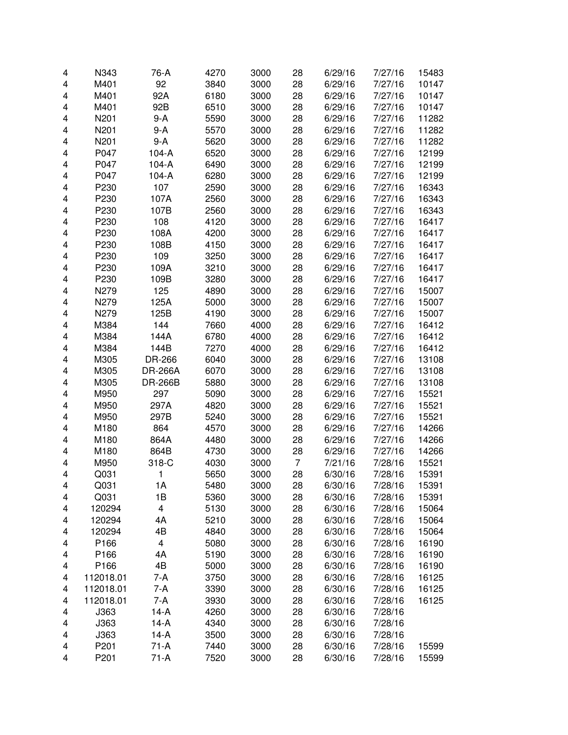| | | | | | | | | |
|---|---|---|---|---|---|---|---|---|
| 4 | N343 | 76-A | 4270 | 3000 | 28 | 6/29/16 | 7/27/16 | 15483 |
| 4 | M401 | 92 | 3840 | 3000 | 28 | 6/29/16 | 7/27/16 | 10147 |
| 4 | M401 | 92A | 6180 | 3000 | 28 | 6/29/16 | 7/27/16 | 10147 |
| 4 | M401 | 92B | 6510 | 3000 | 28 | 6/29/16 | 7/27/16 | 10147 |
| 4 | N201 | 9-A | 5590 | 3000 | 28 | 6/29/16 | 7/27/16 | 11282 |
| 4 | N201 | 9-A | 5570 | 3000 | 28 | 6/29/16 | 7/27/16 | 11282 |
| 4 | N201 | 9-A | 5620 | 3000 | 28 | 6/29/16 | 7/27/16 | 11282 |
| 4 | P047 | 104-A | 6520 | 3000 | 28 | 6/29/16 | 7/27/16 | 12199 |
| 4 | P047 | 104-A | 6490 | 3000 | 28 | 6/29/16 | 7/27/16 | 12199 |
| 4 | P047 | 104-A | 6280 | 3000 | 28 | 6/29/16 | 7/27/16 | 12199 |
| 4 | P230 | 107 | 2590 | 3000 | 28 | 6/29/16 | 7/27/16 | 16343 |
| 4 | P230 | 107A | 2560 | 3000 | 28 | 6/29/16 | 7/27/16 | 16343 |
| 4 | P230 | 107B | 2560 | 3000 | 28 | 6/29/16 | 7/27/16 | 16343 |
| 4 | P230 | 108 | 4120 | 3000 | 28 | 6/29/16 | 7/27/16 | 16417 |
| 4 | P230 | 108A | 4200 | 3000 | 28 | 6/29/16 | 7/27/16 | 16417 |
| 4 | P230 | 108B | 4150 | 3000 | 28 | 6/29/16 | 7/27/16 | 16417 |
| 4 | P230 | 109 | 3250 | 3000 | 28 | 6/29/16 | 7/27/16 | 16417 |
| 4 | P230 | 109A | 3210 | 3000 | 28 | 6/29/16 | 7/27/16 | 16417 |
| 4 | P230 | 109B | 3280 | 3000 | 28 | 6/29/16 | 7/27/16 | 16417 |
| 4 | N279 | 125 | 4890 | 3000 | 28 | 6/29/16 | 7/27/16 | 15007 |
| 4 | N279 | 125A | 5000 | 3000 | 28 | 6/29/16 | 7/27/16 | 15007 |
| 4 | N279 | 125B | 4190 | 3000 | 28 | 6/29/16 | 7/27/16 | 15007 |
| 4 | M384 | 144 | 7660 | 4000 | 28 | 6/29/16 | 7/27/16 | 16412 |
| 4 | M384 | 144A | 6780 | 4000 | 28 | 6/29/16 | 7/27/16 | 16412 |
| 4 | M384 | 144B | 7270 | 4000 | 28 | 6/29/16 | 7/27/16 | 16412 |
| 4 | M305 | DR-266 | 6040 | 3000 | 28 | 6/29/16 | 7/27/16 | 13108 |
| 4 | M305 | DR-266A | 6070 | 3000 | 28 | 6/29/16 | 7/27/16 | 13108 |
| 4 | M305 | DR-266B | 5880 | 3000 | 28 | 6/29/16 | 7/27/16 | 13108 |
| 4 | M950 | 297 | 5090 | 3000 | 28 | 6/29/16 | 7/27/16 | 15521 |
| 4 | M950 | 297A | 4820 | 3000 | 28 | 6/29/16 | 7/27/16 | 15521 |
| 4 | M950 | 297B | 5240 | 3000 | 28 | 6/29/16 | 7/27/16 | 15521 |
| 4 | M180 | 864 | 4570 | 3000 | 28 | 6/29/16 | 7/27/16 | 14266 |
| 4 | M180 | 864A | 4480 | 3000 | 28 | 6/29/16 | 7/27/16 | 14266 |
| 4 | M180 | 864B | 4730 | 3000 | 28 | 6/29/16 | 7/27/16 | 14266 |
| 4 | M950 | 318-C | 4030 | 3000 | 7 | 7/21/16 | 7/28/16 | 15521 |
| 4 | Q031 | 1 | 5650 | 3000 | 28 | 6/30/16 | 7/28/16 | 15391 |
| 4 | Q031 | 1A | 5480 | 3000 | 28 | 6/30/16 | 7/28/16 | 15391 |
| 4 | Q031 | 1B | 5360 | 3000 | 28 | 6/30/16 | 7/28/16 | 15391 |
| 4 | 120294 | 4 | 5130 | 3000 | 28 | 6/30/16 | 7/28/16 | 15064 |
| 4 | 120294 | 4A | 5210 | 3000 | 28 | 6/30/16 | 7/28/16 | 15064 |
| 4 | 120294 | 4B | 4840 | 3000 | 28 | 6/30/16 | 7/28/16 | 15064 |
| 4 | P166 | 4 | 5080 | 3000 | 28 | 6/30/16 | 7/28/16 | 16190 |
| 4 | P166 | 4A | 5190 | 3000 | 28 | 6/30/16 | 7/28/16 | 16190 |
| 4 | P166 | 4B | 5000 | 3000 | 28 | 6/30/16 | 7/28/16 | 16190 |
| 4 | 112018.01 | 7-A | 3750 | 3000 | 28 | 6/30/16 | 7/28/16 | 16125 |
| 4 | 112018.01 | 7-A | 3390 | 3000 | 28 | 6/30/16 | 7/28/16 | 16125 |
| 4 | 112018.01 | 7-A | 3930 | 3000 | 28 | 6/30/16 | 7/28/16 | 16125 |
| 4 | J363 | 14-A | 4260 | 3000 | 28 | 6/30/16 | 7/28/16 | |
| 4 | J363 | 14-A | 4340 | 3000 | 28 | 6/30/16 | 7/28/16 | |
| 4 | J363 | 14-A | 3500 | 3000 | 28 | 6/30/16 | 7/28/16 | |
| 4 | P201 | 71-A | 7440 | 3000 | 28 | 6/30/16 | 7/28/16 | 15599 |
| 4 | P201 | 71-A | 7520 | 3000 | 28 | 6/30/16 | 7/28/16 | 15599 |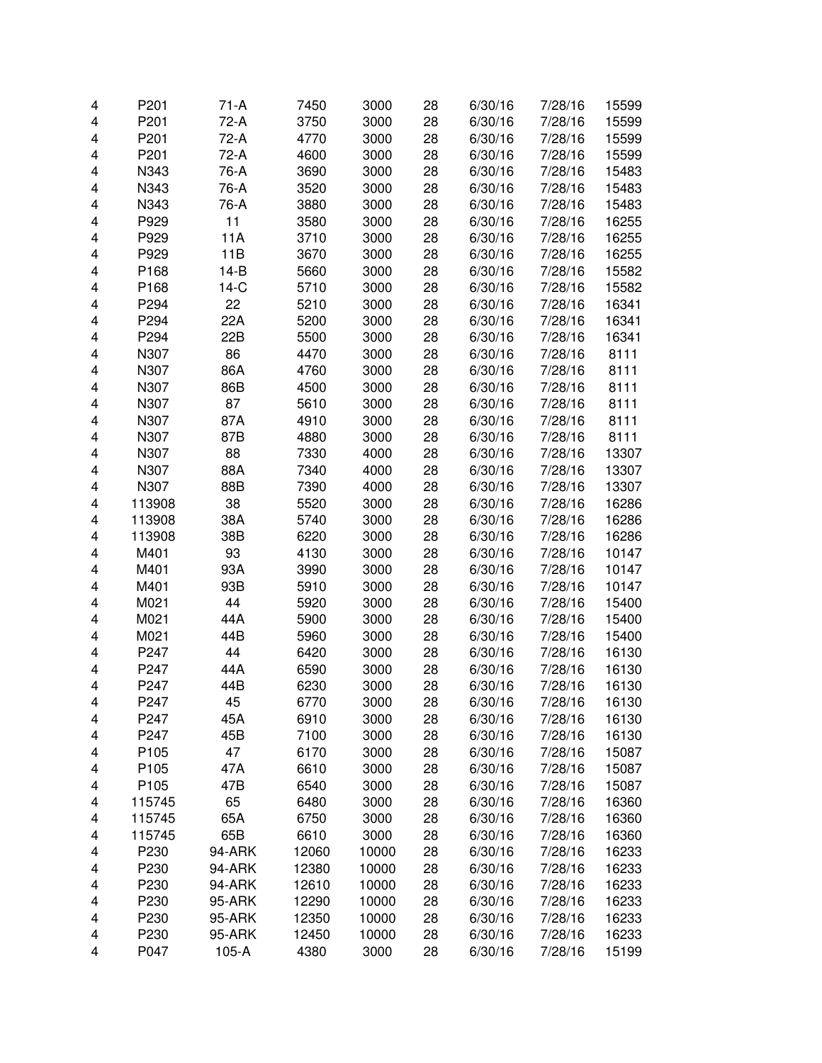| | | | | | | | | |
|---|---|---|---|---|---|---|---|---|
| 4 | P201 | 71-A | 7450 | 3000 | 28 | 6/30/16 | 7/28/16 | 15599 |
| 4 | P201 | 72-A | 3750 | 3000 | 28 | 6/30/16 | 7/28/16 | 15599 |
| 4 | P201 | 72-A | 4770 | 3000 | 28 | 6/30/16 | 7/28/16 | 15599 |
| 4 | P201 | 72-A | 4600 | 3000 | 28 | 6/30/16 | 7/28/16 | 15599 |
| 4 | N343 | 76-A | 3690 | 3000 | 28 | 6/30/16 | 7/28/16 | 15483 |
| 4 | N343 | 76-A | 3520 | 3000 | 28 | 6/30/16 | 7/28/16 | 15483 |
| 4 | N343 | 76-A | 3880 | 3000 | 28 | 6/30/16 | 7/28/16 | 15483 |
| 4 | P929 | 11 | 3580 | 3000 | 28 | 6/30/16 | 7/28/16 | 16255 |
| 4 | P929 | 11A | 3710 | 3000 | 28 | 6/30/16 | 7/28/16 | 16255 |
| 4 | P929 | 11B | 3670 | 3000 | 28 | 6/30/16 | 7/28/16 | 16255 |
| 4 | P168 | 14-B | 5660 | 3000 | 28 | 6/30/16 | 7/28/16 | 15582 |
| 4 | P168 | 14-C | 5710 | 3000 | 28 | 6/30/16 | 7/28/16 | 15582 |
| 4 | P294 | 22 | 5210 | 3000 | 28 | 6/30/16 | 7/28/16 | 16341 |
| 4 | P294 | 22A | 5200 | 3000 | 28 | 6/30/16 | 7/28/16 | 16341 |
| 4 | P294 | 22B | 5500 | 3000 | 28 | 6/30/16 | 7/28/16 | 16341 |
| 4 | N307 | 86 | 4470 | 3000 | 28 | 6/30/16 | 7/28/16 | 8111 |
| 4 | N307 | 86A | 4760 | 3000 | 28 | 6/30/16 | 7/28/16 | 8111 |
| 4 | N307 | 86B | 4500 | 3000 | 28 | 6/30/16 | 7/28/16 | 8111 |
| 4 | N307 | 87 | 5610 | 3000 | 28 | 6/30/16 | 7/28/16 | 8111 |
| 4 | N307 | 87A | 4910 | 3000 | 28 | 6/30/16 | 7/28/16 | 8111 |
| 4 | N307 | 87B | 4880 | 3000 | 28 | 6/30/16 | 7/28/16 | 8111 |
| 4 | N307 | 88 | 7330 | 4000 | 28 | 6/30/16 | 7/28/16 | 13307 |
| 4 | N307 | 88A | 7340 | 4000 | 28 | 6/30/16 | 7/28/16 | 13307 |
| 4 | N307 | 88B | 7390 | 4000 | 28 | 6/30/16 | 7/28/16 | 13307 |
| 4 | 113908 | 38 | 5520 | 3000 | 28 | 6/30/16 | 7/28/16 | 16286 |
| 4 | 113908 | 38A | 5740 | 3000 | 28 | 6/30/16 | 7/28/16 | 16286 |
| 4 | 113908 | 38B | 6220 | 3000 | 28 | 6/30/16 | 7/28/16 | 16286 |
| 4 | M401 | 93 | 4130 | 3000 | 28 | 6/30/16 | 7/28/16 | 10147 |
| 4 | M401 | 93A | 3990 | 3000 | 28 | 6/30/16 | 7/28/16 | 10147 |
| 4 | M401 | 93B | 5910 | 3000 | 28 | 6/30/16 | 7/28/16 | 10147 |
| 4 | M021 | 44 | 5920 | 3000 | 28 | 6/30/16 | 7/28/16 | 15400 |
| 4 | M021 | 44A | 5900 | 3000 | 28 | 6/30/16 | 7/28/16 | 15400 |
| 4 | M021 | 44B | 5960 | 3000 | 28 | 6/30/16 | 7/28/16 | 15400 |
| 4 | P247 | 44 | 6420 | 3000 | 28 | 6/30/16 | 7/28/16 | 16130 |
| 4 | P247 | 44A | 6590 | 3000 | 28 | 6/30/16 | 7/28/16 | 16130 |
| 4 | P247 | 44B | 6230 | 3000 | 28 | 6/30/16 | 7/28/16 | 16130 |
| 4 | P247 | 45 | 6770 | 3000 | 28 | 6/30/16 | 7/28/16 | 16130 |
| 4 | P247 | 45A | 6910 | 3000 | 28 | 6/30/16 | 7/28/16 | 16130 |
| 4 | P247 | 45B | 7100 | 3000 | 28 | 6/30/16 | 7/28/16 | 16130 |
| 4 | P105 | 47 | 6170 | 3000 | 28 | 6/30/16 | 7/28/16 | 15087 |
| 4 | P105 | 47A | 6610 | 3000 | 28 | 6/30/16 | 7/28/16 | 15087 |
| 4 | P105 | 47B | 6540 | 3000 | 28 | 6/30/16 | 7/28/16 | 15087 |
| 4 | 115745 | 65 | 6480 | 3000 | 28 | 6/30/16 | 7/28/16 | 16360 |
| 4 | 115745 | 65A | 6750 | 3000 | 28 | 6/30/16 | 7/28/16 | 16360 |
| 4 | 115745 | 65B | 6610 | 3000 | 28 | 6/30/16 | 7/28/16 | 16360 |
| 4 | P230 | 94-ARK | 12060 | 10000 | 28 | 6/30/16 | 7/28/16 | 16233 |
| 4 | P230 | 94-ARK | 12380 | 10000 | 28 | 6/30/16 | 7/28/16 | 16233 |
| 4 | P230 | 94-ARK | 12610 | 10000 | 28 | 6/30/16 | 7/28/16 | 16233 |
| 4 | P230 | 95-ARK | 12290 | 10000 | 28 | 6/30/16 | 7/28/16 | 16233 |
| 4 | P230 | 95-ARK | 12350 | 10000 | 28 | 6/30/16 | 7/28/16 | 16233 |
| 4 | P230 | 95-ARK | 12450 | 10000 | 28 | 6/30/16 | 7/28/16 | 16233 |
| 4 | P047 | 105-A | 4380 | 3000 | 28 | 6/30/16 | 7/28/16 | 15199 |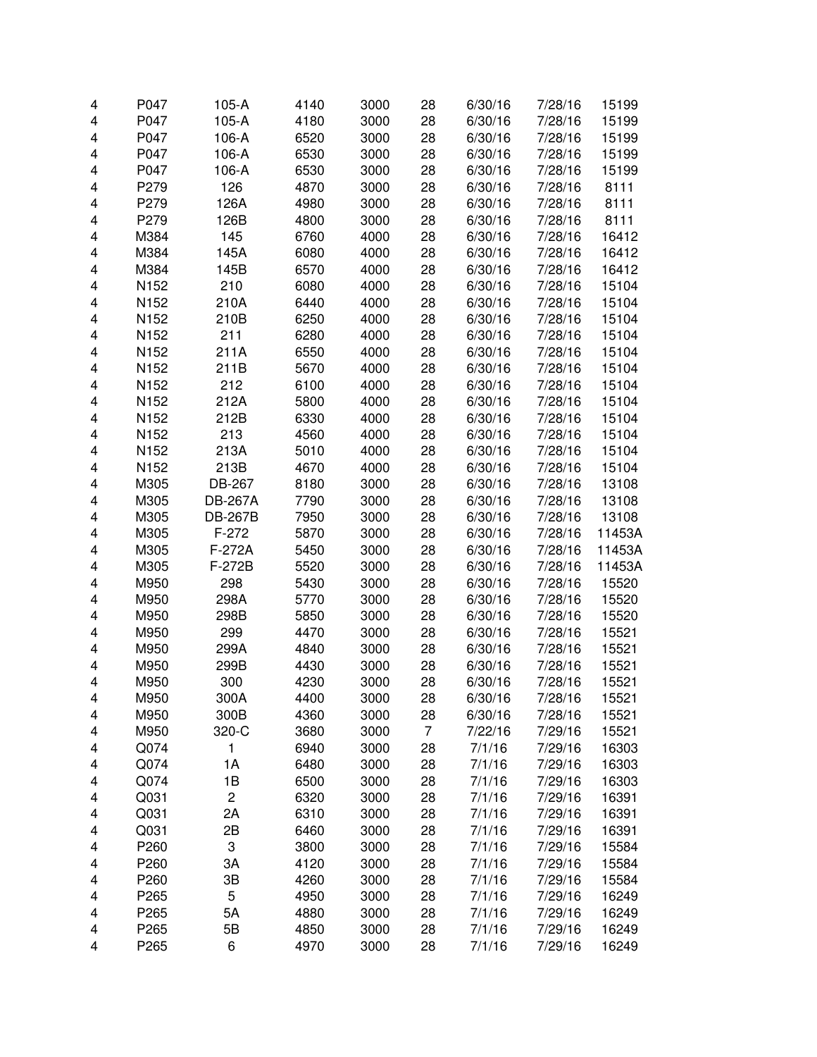| | | | | | | | | |
|---|---|---|---|---|---|---|---|---|
| 4 | P047 | 105-A | 4140 | 3000 | 28 | 6/30/16 | 7/28/16 | 15199 |
| 4 | P047 | 105-A | 4180 | 3000 | 28 | 6/30/16 | 7/28/16 | 15199 |
| 4 | P047 | 106-A | 6520 | 3000 | 28 | 6/30/16 | 7/28/16 | 15199 |
| 4 | P047 | 106-A | 6530 | 3000 | 28 | 6/30/16 | 7/28/16 | 15199 |
| 4 | P047 | 106-A | 6530 | 3000 | 28 | 6/30/16 | 7/28/16 | 15199 |
| 4 | P279 | 126 | 4870 | 3000 | 28 | 6/30/16 | 7/28/16 | 8111 |
| 4 | P279 | 126A | 4980 | 3000 | 28 | 6/30/16 | 7/28/16 | 8111 |
| 4 | P279 | 126B | 4800 | 3000 | 28 | 6/30/16 | 7/28/16 | 8111 |
| 4 | M384 | 145 | 6760 | 4000 | 28 | 6/30/16 | 7/28/16 | 16412 |
| 4 | M384 | 145A | 6080 | 4000 | 28 | 6/30/16 | 7/28/16 | 16412 |
| 4 | M384 | 145B | 6570 | 4000 | 28 | 6/30/16 | 7/28/16 | 16412 |
| 4 | N152 | 210 | 6080 | 4000 | 28 | 6/30/16 | 7/28/16 | 15104 |
| 4 | N152 | 210A | 6440 | 4000 | 28 | 6/30/16 | 7/28/16 | 15104 |
| 4 | N152 | 210B | 6250 | 4000 | 28 | 6/30/16 | 7/28/16 | 15104 |
| 4 | N152 | 211 | 6280 | 4000 | 28 | 6/30/16 | 7/28/16 | 15104 |
| 4 | N152 | 211A | 6550 | 4000 | 28 | 6/30/16 | 7/28/16 | 15104 |
| 4 | N152 | 211B | 5670 | 4000 | 28 | 6/30/16 | 7/28/16 | 15104 |
| 4 | N152 | 212 | 6100 | 4000 | 28 | 6/30/16 | 7/28/16 | 15104 |
| 4 | N152 | 212A | 5800 | 4000 | 28 | 6/30/16 | 7/28/16 | 15104 |
| 4 | N152 | 212B | 6330 | 4000 | 28 | 6/30/16 | 7/28/16 | 15104 |
| 4 | N152 | 213 | 4560 | 4000 | 28 | 6/30/16 | 7/28/16 | 15104 |
| 4 | N152 | 213A | 5010 | 4000 | 28 | 6/30/16 | 7/28/16 | 15104 |
| 4 | N152 | 213B | 4670 | 4000 | 28 | 6/30/16 | 7/28/16 | 15104 |
| 4 | M305 | DB-267 | 8180 | 3000 | 28 | 6/30/16 | 7/28/16 | 13108 |
| 4 | M305 | DB-267A | 7790 | 3000 | 28 | 6/30/16 | 7/28/16 | 13108 |
| 4 | M305 | DB-267B | 7950 | 3000 | 28 | 6/30/16 | 7/28/16 | 13108 |
| 4 | M305 | F-272 | 5870 | 3000 | 28 | 6/30/16 | 7/28/16 | 11453A |
| 4 | M305 | F-272A | 5450 | 3000 | 28 | 6/30/16 | 7/28/16 | 11453A |
| 4 | M305 | F-272B | 5520 | 3000 | 28 | 6/30/16 | 7/28/16 | 11453A |
| 4 | M950 | 298 | 5430 | 3000 | 28 | 6/30/16 | 7/28/16 | 15520 |
| 4 | M950 | 298A | 5770 | 3000 | 28 | 6/30/16 | 7/28/16 | 15520 |
| 4 | M950 | 298B | 5850 | 3000 | 28 | 6/30/16 | 7/28/16 | 15520 |
| 4 | M950 | 299 | 4470 | 3000 | 28 | 6/30/16 | 7/28/16 | 15521 |
| 4 | M950 | 299A | 4840 | 3000 | 28 | 6/30/16 | 7/28/16 | 15521 |
| 4 | M950 | 299B | 4430 | 3000 | 28 | 6/30/16 | 7/28/16 | 15521 |
| 4 | M950 | 300 | 4230 | 3000 | 28 | 6/30/16 | 7/28/16 | 15521 |
| 4 | M950 | 300A | 4400 | 3000 | 28 | 6/30/16 | 7/28/16 | 15521 |
| 4 | M950 | 300B | 4360 | 3000 | 28 | 6/30/16 | 7/28/16 | 15521 |
| 4 | M950 | 320-C | 3680 | 3000 | 7 | 7/22/16 | 7/29/16 | 15521 |
| 4 | Q074 | 1 | 6940 | 3000 | 28 | 7/1/16 | 7/29/16 | 16303 |
| 4 | Q074 | 1A | 6480 | 3000 | 28 | 7/1/16 | 7/29/16 | 16303 |
| 4 | Q074 | 1B | 6500 | 3000 | 28 | 7/1/16 | 7/29/16 | 16303 |
| 4 | Q031 | 2 | 6320 | 3000 | 28 | 7/1/16 | 7/29/16 | 16391 |
| 4 | Q031 | 2A | 6310 | 3000 | 28 | 7/1/16 | 7/29/16 | 16391 |
| 4 | Q031 | 2B | 6460 | 3000 | 28 | 7/1/16 | 7/29/16 | 16391 |
| 4 | P260 | 3 | 3800 | 3000 | 28 | 7/1/16 | 7/29/16 | 15584 |
| 4 | P260 | 3A | 4120 | 3000 | 28 | 7/1/16 | 7/29/16 | 15584 |
| 4 | P260 | 3B | 4260 | 3000 | 28 | 7/1/16 | 7/29/16 | 15584 |
| 4 | P265 | 5 | 4950 | 3000 | 28 | 7/1/16 | 7/29/16 | 16249 |
| 4 | P265 | 5A | 4880 | 3000 | 28 | 7/1/16 | 7/29/16 | 16249 |
| 4 | P265 | 5B | 4850 | 3000 | 28 | 7/1/16 | 7/29/16 | 16249 |
| 4 | P265 | 6 | 4970 | 3000 | 28 | 7/1/16 | 7/29/16 | 16249 |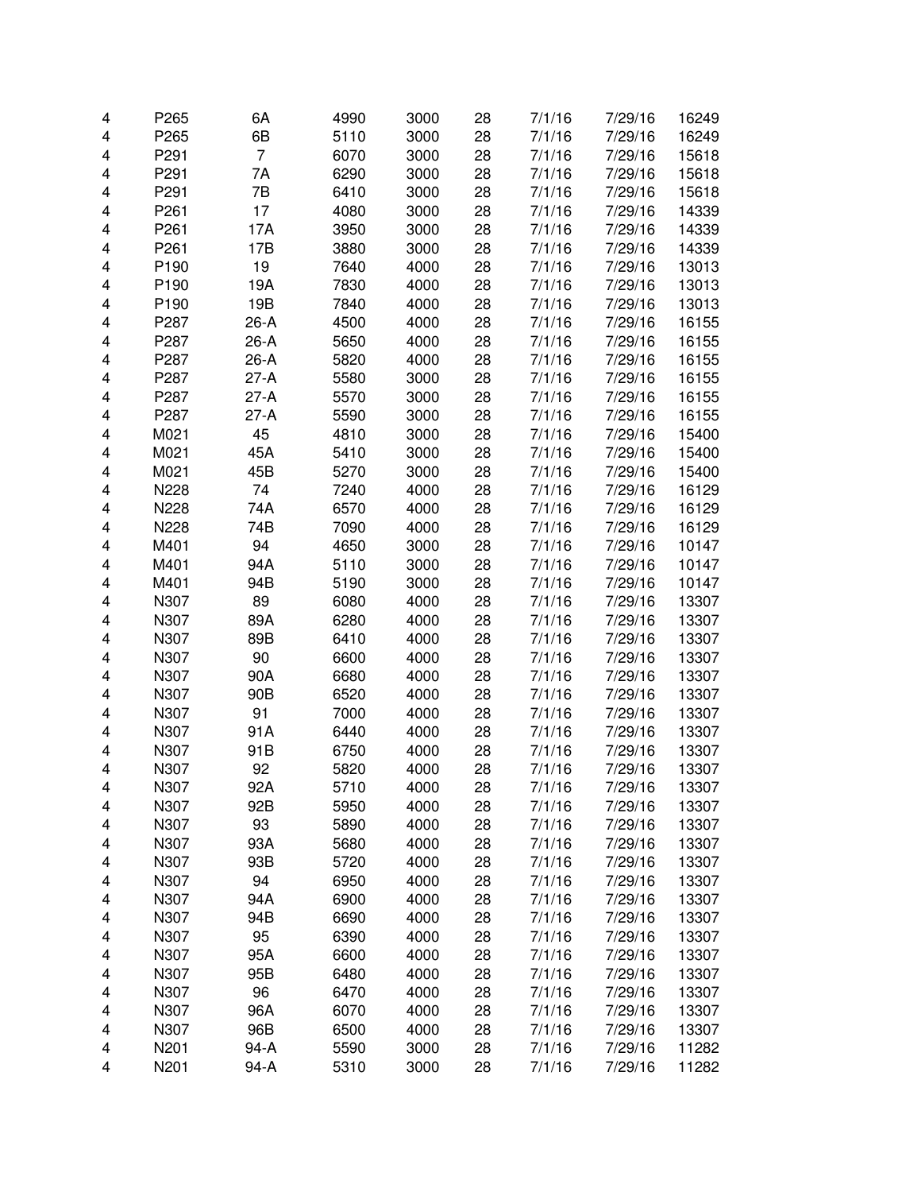| | | | | | | | | |
|---|---|---|---|---|---|---|---|---|
| 4 | P265 | 6A | 4990 | 3000 | 28 | 7/1/16 | 7/29/16 | 16249 |
| 4 | P265 | 6B | 5110 | 3000 | 28 | 7/1/16 | 7/29/16 | 16249 |
| 4 | P291 | 7 | 6070 | 3000 | 28 | 7/1/16 | 7/29/16 | 15618 |
| 4 | P291 | 7A | 6290 | 3000 | 28 | 7/1/16 | 7/29/16 | 15618 |
| 4 | P291 | 7B | 6410 | 3000 | 28 | 7/1/16 | 7/29/16 | 15618 |
| 4 | P261 | 17 | 4080 | 3000 | 28 | 7/1/16 | 7/29/16 | 14339 |
| 4 | P261 | 17A | 3950 | 3000 | 28 | 7/1/16 | 7/29/16 | 14339 |
| 4 | P261 | 17B | 3880 | 3000 | 28 | 7/1/16 | 7/29/16 | 14339 |
| 4 | P190 | 19 | 7640 | 4000 | 28 | 7/1/16 | 7/29/16 | 13013 |
| 4 | P190 | 19A | 7830 | 4000 | 28 | 7/1/16 | 7/29/16 | 13013 |
| 4 | P190 | 19B | 7840 | 4000 | 28 | 7/1/16 | 7/29/16 | 13013 |
| 4 | P287 | 26-A | 4500 | 4000 | 28 | 7/1/16 | 7/29/16 | 16155 |
| 4 | P287 | 26-A | 5650 | 4000 | 28 | 7/1/16 | 7/29/16 | 16155 |
| 4 | P287 | 26-A | 5820 | 4000 | 28 | 7/1/16 | 7/29/16 | 16155 |
| 4 | P287 | 27-A | 5580 | 3000 | 28 | 7/1/16 | 7/29/16 | 16155 |
| 4 | P287 | 27-A | 5570 | 3000 | 28 | 7/1/16 | 7/29/16 | 16155 |
| 4 | P287 | 27-A | 5590 | 3000 | 28 | 7/1/16 | 7/29/16 | 16155 |
| 4 | M021 | 45 | 4810 | 3000 | 28 | 7/1/16 | 7/29/16 | 15400 |
| 4 | M021 | 45A | 5410 | 3000 | 28 | 7/1/16 | 7/29/16 | 15400 |
| 4 | M021 | 45B | 5270 | 3000 | 28 | 7/1/16 | 7/29/16 | 15400 |
| 4 | N228 | 74 | 7240 | 4000 | 28 | 7/1/16 | 7/29/16 | 16129 |
| 4 | N228 | 74A | 6570 | 4000 | 28 | 7/1/16 | 7/29/16 | 16129 |
| 4 | N228 | 74B | 7090 | 4000 | 28 | 7/1/16 | 7/29/16 | 16129 |
| 4 | M401 | 94 | 4650 | 3000 | 28 | 7/1/16 | 7/29/16 | 10147 |
| 4 | M401 | 94A | 5110 | 3000 | 28 | 7/1/16 | 7/29/16 | 10147 |
| 4 | M401 | 94B | 5190 | 3000 | 28 | 7/1/16 | 7/29/16 | 10147 |
| 4 | N307 | 89 | 6080 | 4000 | 28 | 7/1/16 | 7/29/16 | 13307 |
| 4 | N307 | 89A | 6280 | 4000 | 28 | 7/1/16 | 7/29/16 | 13307 |
| 4 | N307 | 89B | 6410 | 4000 | 28 | 7/1/16 | 7/29/16 | 13307 |
| 4 | N307 | 90 | 6600 | 4000 | 28 | 7/1/16 | 7/29/16 | 13307 |
| 4 | N307 | 90A | 6680 | 4000 | 28 | 7/1/16 | 7/29/16 | 13307 |
| 4 | N307 | 90B | 6520 | 4000 | 28 | 7/1/16 | 7/29/16 | 13307 |
| 4 | N307 | 91 | 7000 | 4000 | 28 | 7/1/16 | 7/29/16 | 13307 |
| 4 | N307 | 91A | 6440 | 4000 | 28 | 7/1/16 | 7/29/16 | 13307 |
| 4 | N307 | 91B | 6750 | 4000 | 28 | 7/1/16 | 7/29/16 | 13307 |
| 4 | N307 | 92 | 5820 | 4000 | 28 | 7/1/16 | 7/29/16 | 13307 |
| 4 | N307 | 92A | 5710 | 4000 | 28 | 7/1/16 | 7/29/16 | 13307 |
| 4 | N307 | 92B | 5950 | 4000 | 28 | 7/1/16 | 7/29/16 | 13307 |
| 4 | N307 | 93 | 5890 | 4000 | 28 | 7/1/16 | 7/29/16 | 13307 |
| 4 | N307 | 93A | 5680 | 4000 | 28 | 7/1/16 | 7/29/16 | 13307 |
| 4 | N307 | 93B | 5720 | 4000 | 28 | 7/1/16 | 7/29/16 | 13307 |
| 4 | N307 | 94 | 6950 | 4000 | 28 | 7/1/16 | 7/29/16 | 13307 |
| 4 | N307 | 94A | 6900 | 4000 | 28 | 7/1/16 | 7/29/16 | 13307 |
| 4 | N307 | 94B | 6690 | 4000 | 28 | 7/1/16 | 7/29/16 | 13307 |
| 4 | N307 | 95 | 6390 | 4000 | 28 | 7/1/16 | 7/29/16 | 13307 |
| 4 | N307 | 95A | 6600 | 4000 | 28 | 7/1/16 | 7/29/16 | 13307 |
| 4 | N307 | 95B | 6480 | 4000 | 28 | 7/1/16 | 7/29/16 | 13307 |
| 4 | N307 | 96 | 6470 | 4000 | 28 | 7/1/16 | 7/29/16 | 13307 |
| 4 | N307 | 96A | 6070 | 4000 | 28 | 7/1/16 | 7/29/16 | 13307 |
| 4 | N307 | 96B | 6500 | 4000 | 28 | 7/1/16 | 7/29/16 | 13307 |
| 4 | N201 | 94-A | 5590 | 3000 | 28 | 7/1/16 | 7/29/16 | 11282 |
| 4 | N201 | 94-A | 5310 | 3000 | 28 | 7/1/16 | 7/29/16 | 11282 |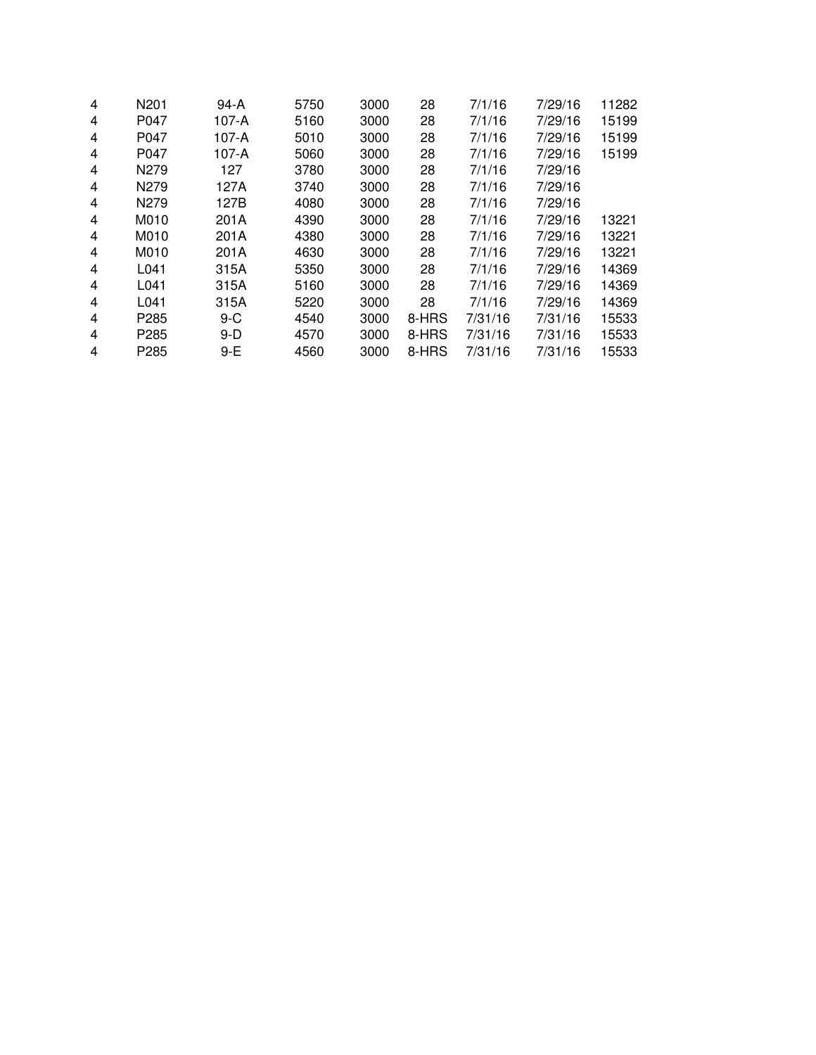| | | | | | | | | |
|---|---|---|---|---|---|---|---|---|
| 4 | N201 | 94-A | 5750 | 3000 | 28 | 7/1/16 | 7/29/16 | 11282 |
| 4 | P047 | 107-A | 5160 | 3000 | 28 | 7/1/16 | 7/29/16 | 15199 |
| 4 | P047 | 107-A | 5010 | 3000 | 28 | 7/1/16 | 7/29/16 | 15199 |
| 4 | P047 | 107-A | 5060 | 3000 | 28 | 7/1/16 | 7/29/16 | 15199 |
| 4 | N279 | 127 | 3780 | 3000 | 28 | 7/1/16 | 7/29/16 | |
| 4 | N279 | 127A | 3740 | 3000 | 28 | 7/1/16 | 7/29/16 | |
| 4 | N279 | 127B | 4080 | 3000 | 28 | 7/1/16 | 7/29/16 | |
| 4 | M010 | 201A | 4390 | 3000 | 28 | 7/1/16 | 7/29/16 | 13221 |
| 4 | M010 | 201A | 4380 | 3000 | 28 | 7/1/16 | 7/29/16 | 13221 |
| 4 | M010 | 201A | 4630 | 3000 | 28 | 7/1/16 | 7/29/16 | 13221 |
| 4 | L041 | 315A | 5350 | 3000 | 28 | 7/1/16 | 7/29/16 | 14369 |
| 4 | L041 | 315A | 5160 | 3000 | 28 | 7/1/16 | 7/29/16 | 14369 |
| 4 | L041 | 315A | 5220 | 3000 | 28 | 7/1/16 | 7/29/16 | 14369 |
| 4 | P285 | 9-C | 4540 | 3000 | 8-HRS | 7/31/16 | 7/31/16 | 15533 |
| 4 | P285 | 9-D | 4570 | 3000 | 8-HRS | 7/31/16 | 7/31/16 | 15533 |
| 4 | P285 | 9-E | 4560 | 3000 | 8-HRS | 7/31/16 | 7/31/16 | 15533 |